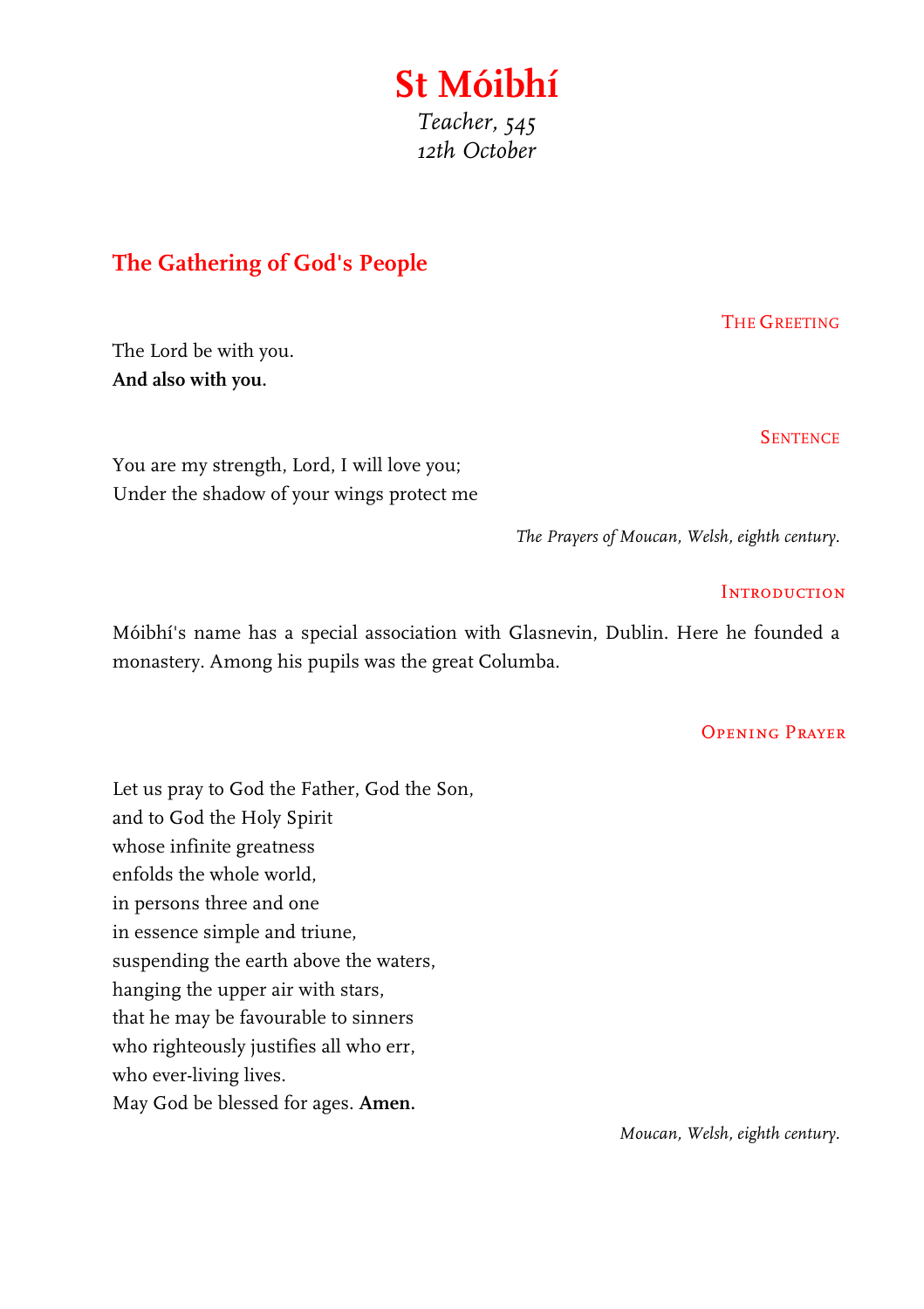# St Móibhí

*Teacher, 545*
*12th October*

## The Gathering of God's People

### The Greeting

The Lord be with you.
**And also with you.**

### Sentence

You are my strength, Lord, I will love you;
Under the shadow of your wings protect me

*The Prayers of Moucan, Welsh, eighth century.*

### Introduction

Móibhí's name has a special association with Glasnevin, Dublin. Here he founded a monastery. Among his pupils was the great Columba.

### Opening Prayer

Let us pray to God the Father, God the Son,
and to God the Holy Spirit
whose infinite greatness
enfolds the whole world,
in persons three and one
in essence simple and triune,
suspending the earth above the waters,
hanging the upper air with stars,
that he may be favourable to sinners
who righteously justifies all who err,
who ever-living lives.
May God be blessed for ages. **Amen.**

*Moucan, Welsh, eighth century.*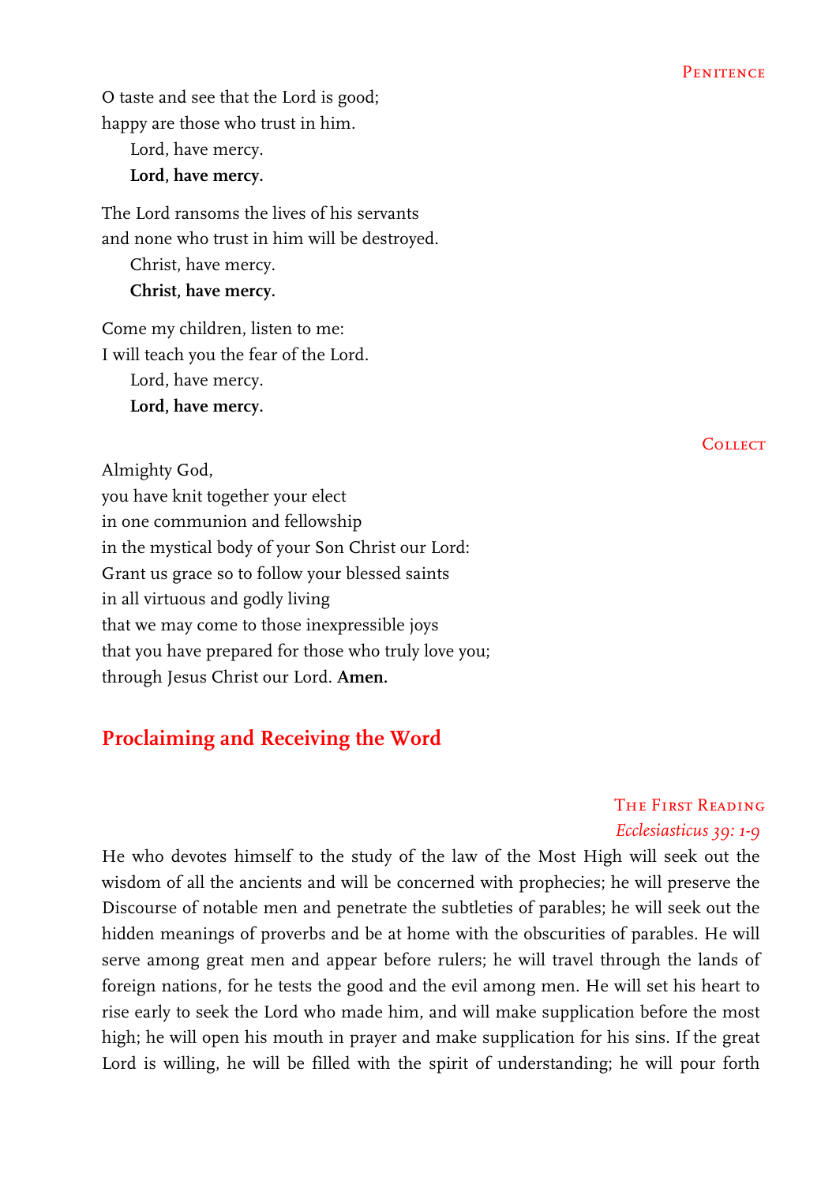### Penitence

O taste and see that the Lord is good;
happy are those who trust in him.

Lord, have mercy.
**Lord, have mercy.**

The Lord ransoms the lives of his servants
and none who trust in him will be destroyed.

Christ, have mercy.
**Christ, have mercy.**

Come my children, listen to me:
I will teach you the fear of the Lord.

Lord, have mercy.
**Lord, have mercy.**

### Collect

Almighty God,
you have knit together your elect
in one communion and fellowship
in the mystical body of your Son Christ our Lord:
Grant us grace so to follow your blessed saints
in all virtuous and godly living
that we may come to those inexpressible joys
that you have prepared for those who truly love you;
through Jesus Christ our Lord. **Amen.**

## Proclaiming and Receiving the Word

### The First Reading

*Ecclesiasticus 39: 1-9*

He who devotes himself to the study of the law of the Most High will seek out the wisdom of all the ancients and will be concerned with prophecies; he will preserve the Discourse of notable men and penetrate the subtleties of parables; he will seek out the hidden meanings of proverbs and be at home with the obscurities of parables. He will serve among great men and appear before rulers; he will travel through the lands of foreign nations, for he tests the good and the evil among men. He will set his heart to rise early to seek the Lord who made him, and will make supplication before the most high; he will open his mouth in prayer and make supplication for his sins. If the great Lord is willing, he will be filled with the spirit of understanding; he will pour forth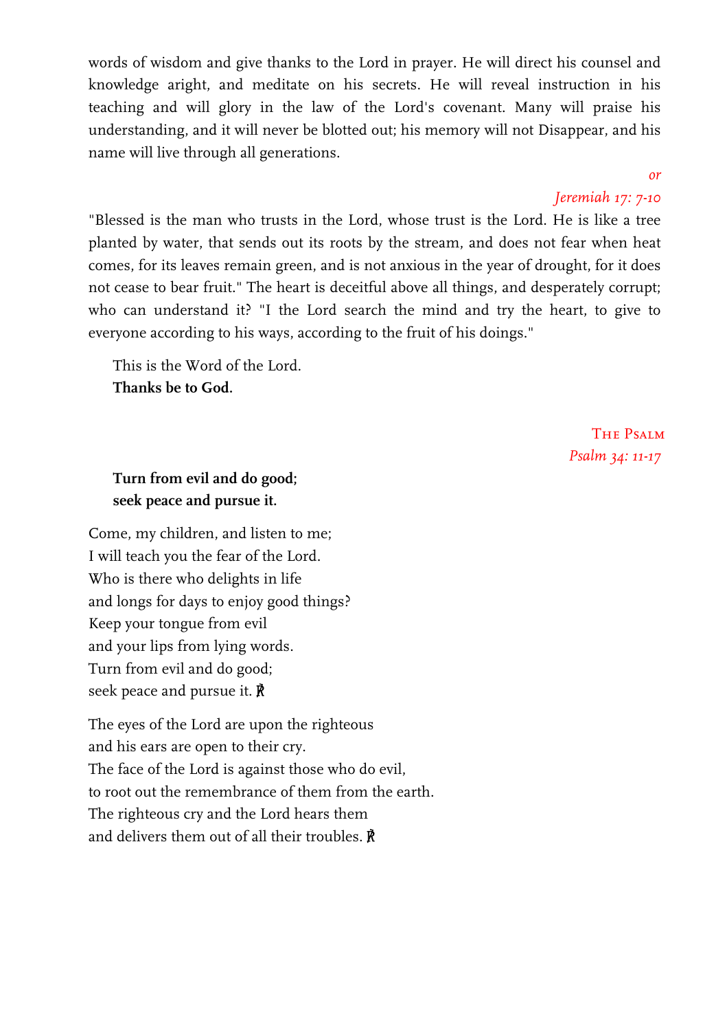words of wisdom and give thanks to the Lord in prayer. He will direct his counsel and knowledge aright, and meditate on his secrets. He will reveal instruction in his teaching and will glory in the law of the Lord's covenant. Many will praise his understanding, and it will never be blotted out; his memory will not Disappear, and his name will live through all generations.

*or*

*Jeremiah 17: 7-10*

"Blessed is the man who trusts in the Lord, whose trust is the Lord. He is like a tree planted by water, that sends out its roots by the stream, and does not fear when heat comes, for its leaves remain green, and is not anxious in the year of drought, for it does not cease to bear fruit." The heart is deceitful above all things, and desperately corrupt; who can understand it? "I the Lord search the mind and try the heart, to give to everyone according to his ways, according to the fruit of his doings."

This is the Word of the Lord.
**Thanks be to God.**

## The Psalm

*Psalm 34: 11-17*

**Turn from evil and do good;**
**seek peace and pursue it.**

Come, my children, and listen to me;
I will teach you the fear of the Lord.
Who is there who delights in life
and longs for days to enjoy good things?
Keep your tongue from evil
and your lips from lying words.
Turn from evil and do good;
seek peace and pursue it. ℟

The eyes of the Lord are upon the righteous
and his ears are open to their cry.
The face of the Lord is against those who do evil,
to root out the remembrance of them from the earth.
The righteous cry and the Lord hears them
and delivers them out of all their troubles. ℟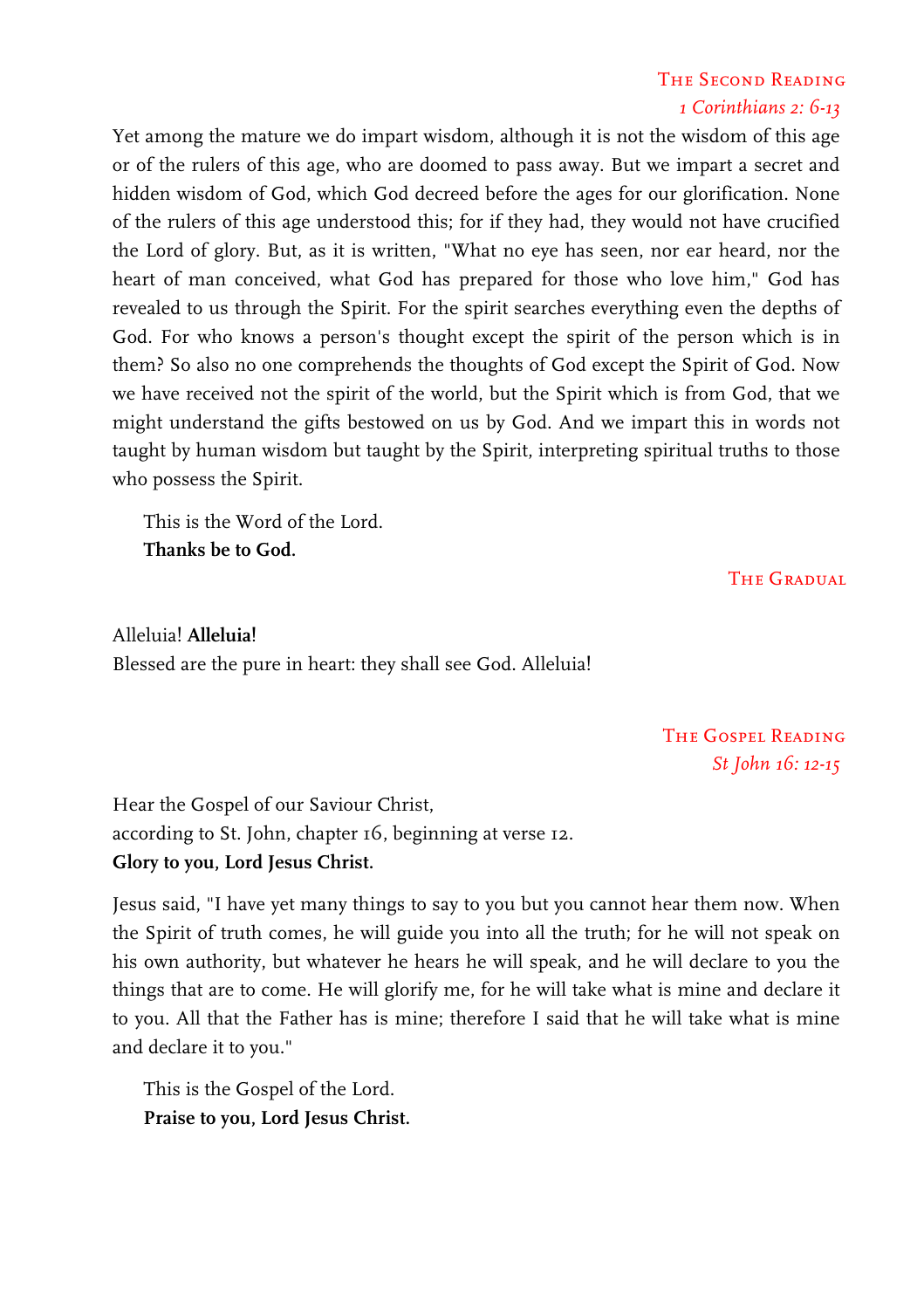## The Second Reading

*1 Corinthians 2: 6-13*

Yet among the mature we do impart wisdom, although it is not the wisdom of this age or of the rulers of this age, who are doomed to pass away. But we impart a secret and hidden wisdom of God, which God decreed before the ages for our glorification. None of the rulers of this age understood this; for if they had, they would not have crucified the Lord of glory. But, as it is written, "What no eye has seen, nor ear heard, nor the heart of man conceived, what God has prepared for those who love him," God has revealed to us through the Spirit. For the spirit searches everything even the depths of God. For who knows a person's thought except the spirit of the person which is in them? So also no one comprehends the thoughts of God except the Spirit of God. Now we have received not the spirit of the world, but the Spirit which is from God, that we might understand the gifts bestowed on us by God. And we impart this in words not taught by human wisdom but taught by the Spirit, interpreting spiritual truths to those who possess the Spirit.

This is the Word of the Lord.
**Thanks be to God.**

## The Gradual

Alleluia! **Alleluia!**
Blessed are the pure in heart: they shall see God. Alleluia!

## The Gospel Reading

*St John 16: 12-15*

Hear the Gospel of our Saviour Christ,
according to St. John, chapter 16, beginning at verse 12.
**Glory to you, Lord Jesus Christ.**

Jesus said, "I have yet many things to say to you but you cannot hear them now. When the Spirit of truth comes, he will guide you into all the truth; for he will not speak on his own authority, but whatever he hears he will speak, and he will declare to you the things that are to come. He will glorify me, for he will take what is mine and declare it to you. All that the Father has is mine; therefore I said that he will take what is mine and declare it to you."

This is the Gospel of the Lord.
**Praise to you, Lord Jesus Christ.**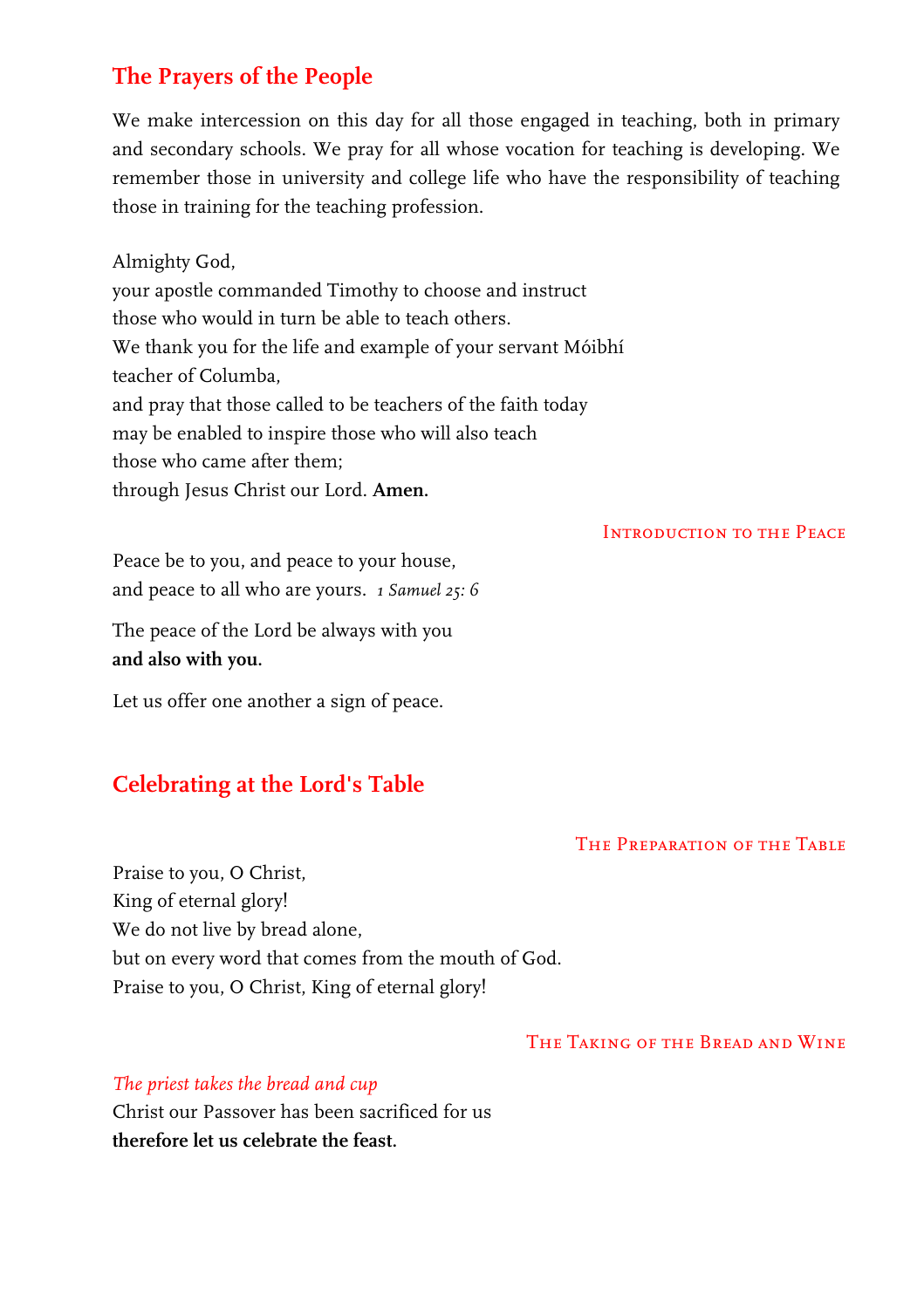## The Prayers of the People

We make intercession on this day for all those engaged in teaching, both in primary and secondary schools. We pray for all whose vocation for teaching is developing. We remember those in university and college life who have the responsibility of teaching those in training for the teaching profession.

Almighty God,
your apostle commanded Timothy to choose and instruct
those who would in turn be able to teach others.
We thank you for the life and example of your servant Móibhí
teacher of Columba,
and pray that those called to be teachers of the faith today
may be enabled to inspire those who will also teach
those who came after them;
through Jesus Christ our Lord. **Amen.**

### Introduction to the Peace

Peace be to you, and peace to your house,
and peace to all who are yours. *1 Samuel 25: 6*

The peace of the Lord be always with you
**and also with you.**

Let us offer one another a sign of peace.

## Celebrating at the Lord's Table

### The Preparation of the Table

Praise to you, O Christ,
King of eternal glory!
We do not live by bread alone,
but on every word that comes from the mouth of God.
Praise to you, O Christ, King of eternal glory!

### The Taking of the Bread and Wine

*The priest takes the bread and cup*
Christ our Passover has been sacrificed for us
**therefore let us celebrate the feast.**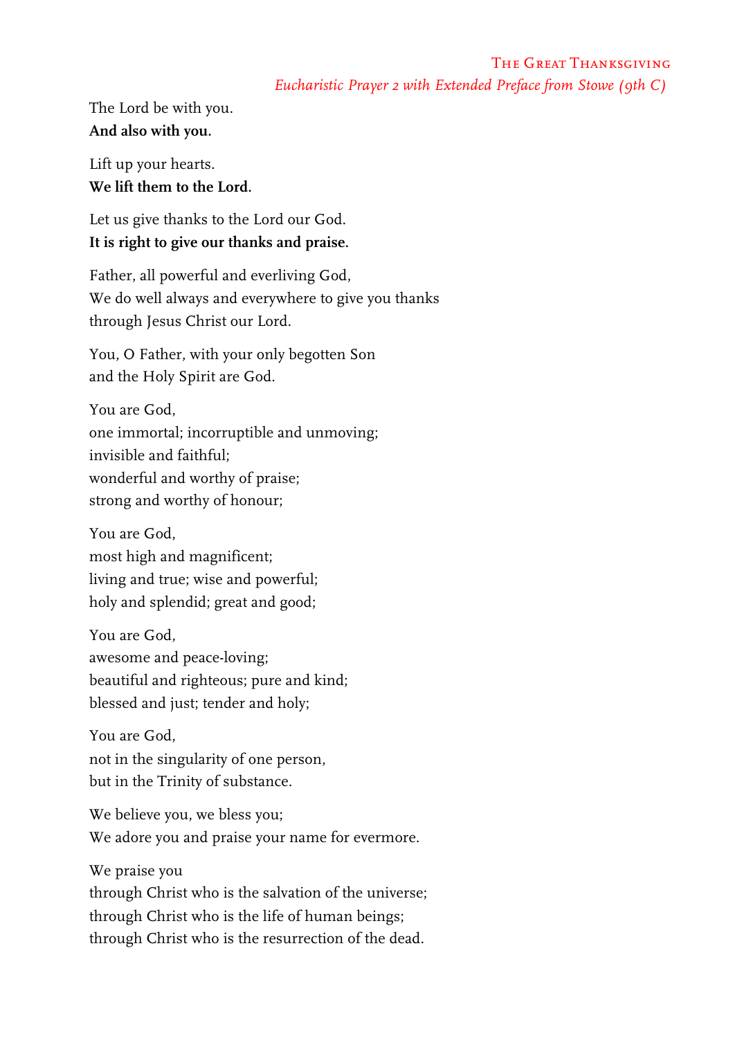## The Great Thanksgiving

*Eucharistic Prayer 2 with Extended Preface from Stowe (9th C)*

The Lord be with you.
**And also with you.**

Lift up your hearts.
**We lift them to the Lord.**

Let us give thanks to the Lord our God.
**It is right to give our thanks and praise.**

Father, all powerful and everliving God,
We do well always and everywhere to give you thanks
through Jesus Christ our Lord.

You, O Father, with your only begotten Son
and the Holy Spirit are God.

You are God,
one immortal; incorruptible and unmoving;
invisible and faithful;
wonderful and worthy of praise;
strong and worthy of honour;

You are God,
most high and magnificent;
living and true; wise and powerful;
holy and splendid; great and good;

You are God,
awesome and peace-loving;
beautiful and righteous; pure and kind;
blessed and just; tender and holy;

You are God,
not in the singularity of one person,
but in the Trinity of substance.

We believe you, we bless you;
We adore you and praise your name for evermore.

We praise you
through Christ who is the salvation of the universe;
through Christ who is the life of human beings;
through Christ who is the resurrection of the dead.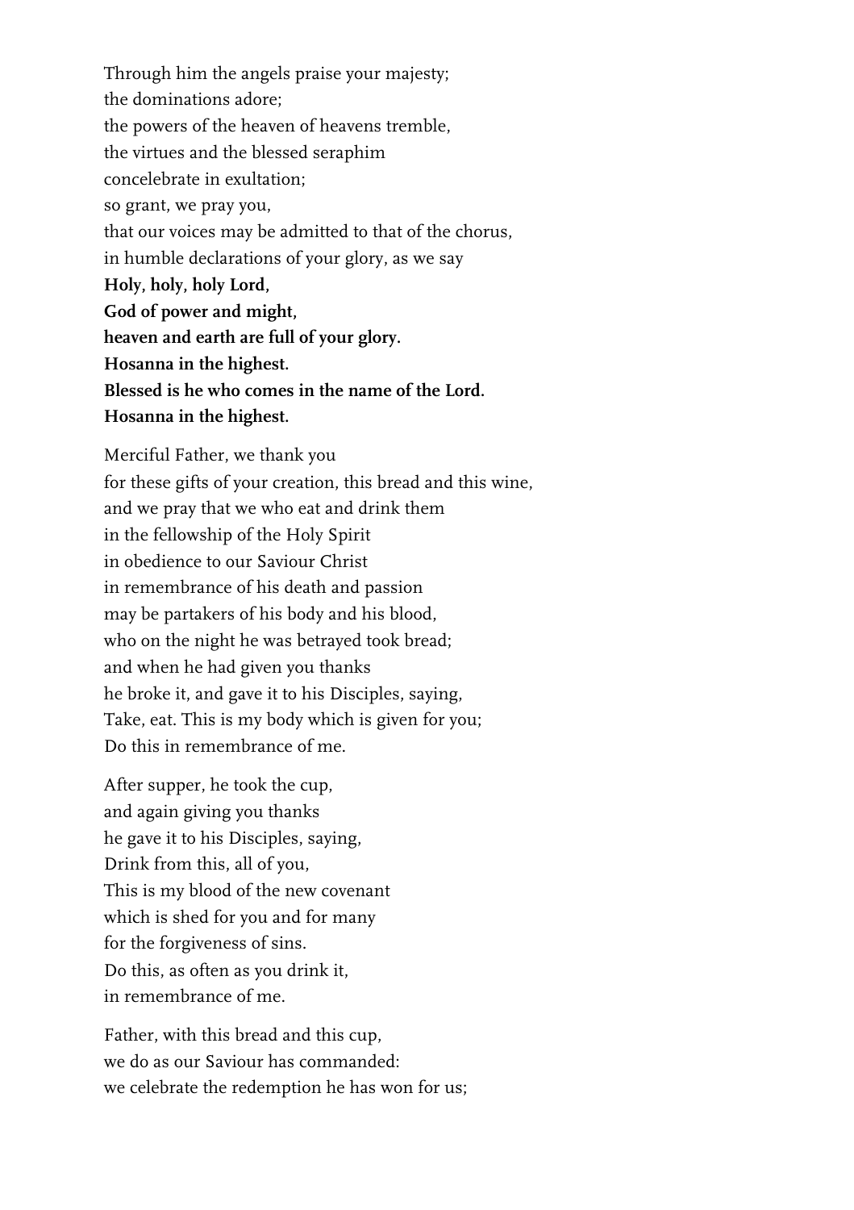Through him the angels praise your majesty;  
the dominations adore;  
the powers of the heaven of heavens tremble,  
the virtues and the blessed seraphim  
concelebrate in exultation;  
so grant, we pray you,  
that our voices may be admitted to that of the chorus,  
in humble declarations of your glory, as we say  
**Holy, holy, holy Lord,**  
**God of power and might,**  
**heaven and earth are full of your glory.**  
**Hosanna in the highest.**  
**Blessed is he who comes in the name of the Lord.**  
**Hosanna in the highest.**

Merciful Father, we thank you  
for these gifts of your creation, this bread and this wine,  
and we pray that we who eat and drink them  
in the fellowship of the Holy Spirit  
in obedience to our Saviour Christ  
in remembrance of his death and passion  
may be partakers of his body and his blood,  
who on the night he was betrayed took bread;  
and when he had given you thanks  
he broke it, and gave it to his Disciples, saying,  
Take, eat. This is my body which is given for you;  
Do this in remembrance of me.

After supper, he took the cup,  
and again giving you thanks  
he gave it to his Disciples, saying,  
Drink from this, all of you,  
This is my blood of the new covenant  
which is shed for you and for many  
for the forgiveness of sins.  
Do this, as often as you drink it,  
in remembrance of me.

Father, with this bread and this cup,  
we do as our Saviour has commanded:  
we celebrate the redemption he has won for us;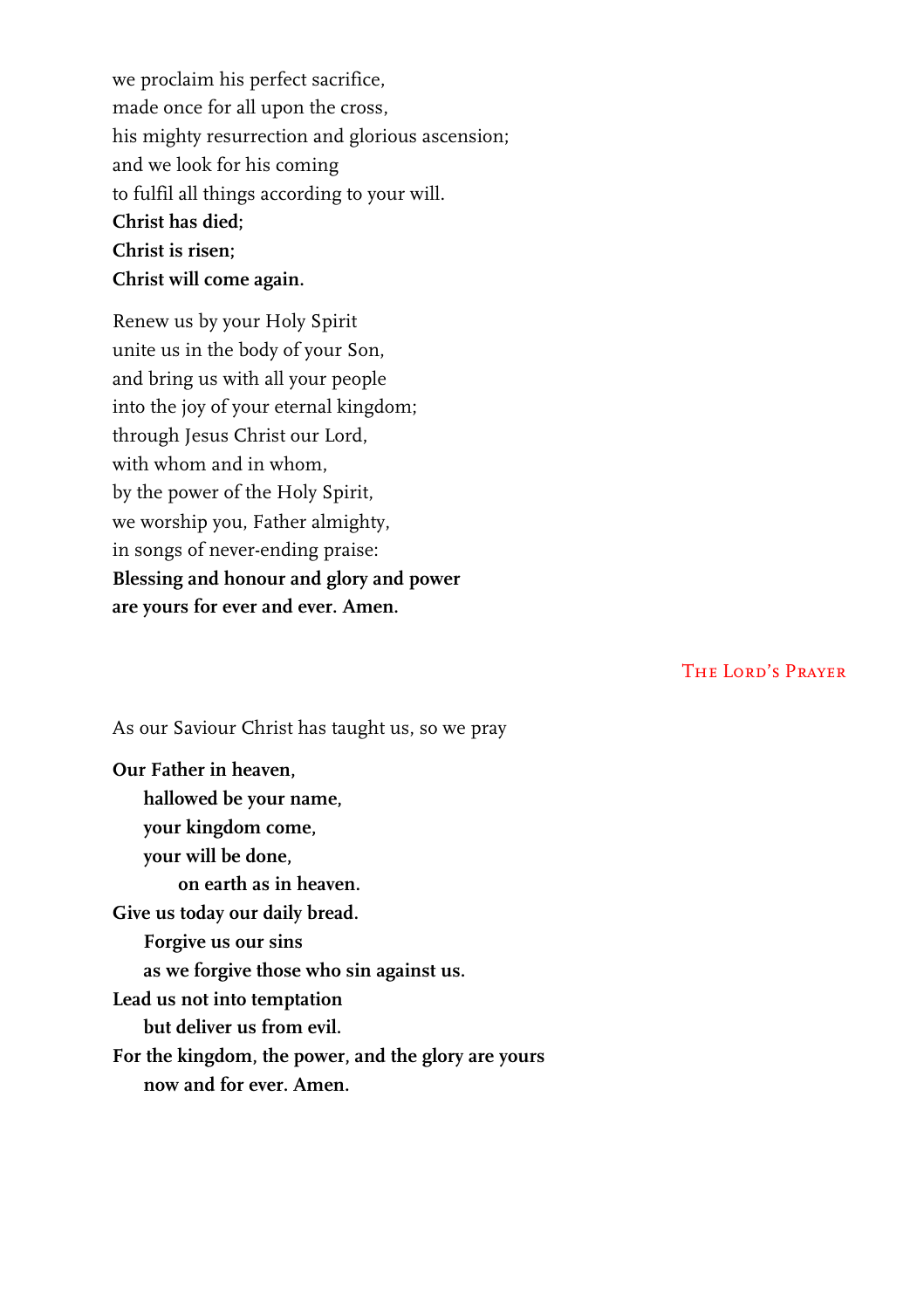we proclaim his perfect sacrifice,
made once for all upon the cross,
his mighty resurrection and glorious ascension;
and we look for his coming
to fulfil all things according to your will.
**Christ has died;**
**Christ is risen;**
**Christ will come again.**

Renew us by your Holy Spirit
unite us in the body of your Son,
and bring us with all your people
into the joy of your eternal kingdom;
through Jesus Christ our Lord,
with whom and in whom,
by the power of the Holy Spirit,
we worship you, Father almighty,
in songs of never-ending praise:
**Blessing and honour and glory and power**
**are yours for ever and ever. Amen.**

## The Lord's Prayer

As our Saviour Christ has taught us, so we pray

**Our Father in heaven,**
**hallowed be your name,**
**your kingdom come,**
**your will be done,**
**on earth as in heaven.**
**Give us today our daily bread.**
**Forgive us our sins**
**as we forgive those who sin against us.**
**Lead us not into temptation**
**but deliver us from evil.**
**For the kingdom, the power, and the glory are yours**
**now and for ever. Amen.**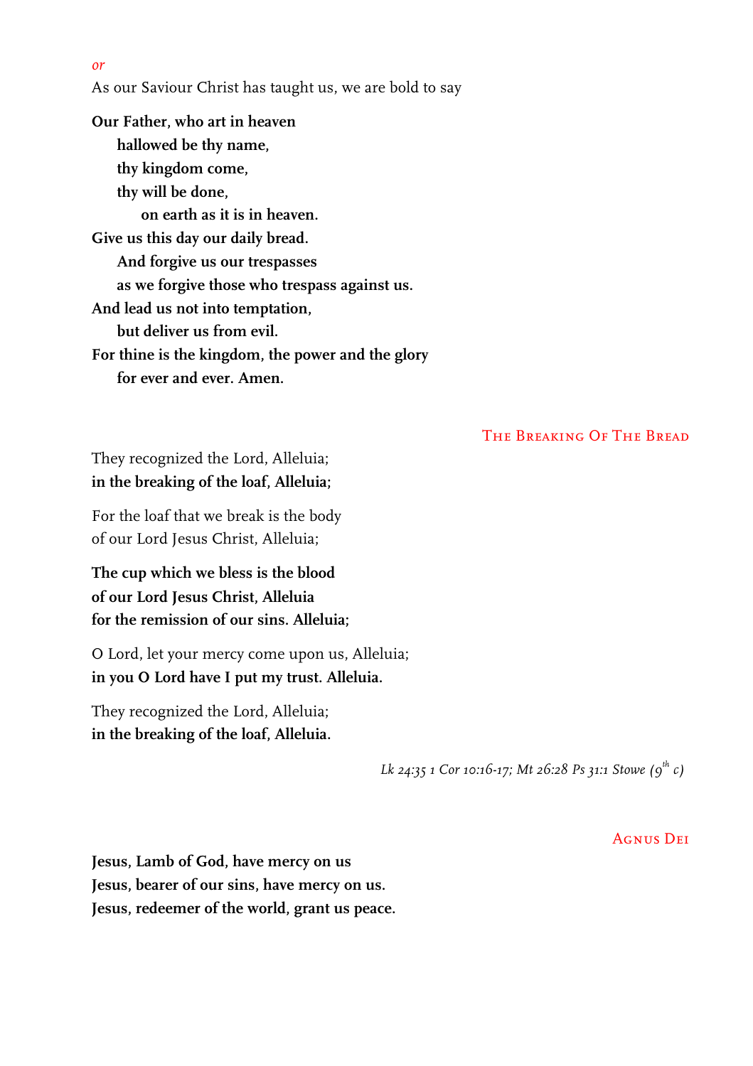*or*

As our Saviour Christ has taught us, we are bold to say

**Our Father, who art in heaven**
**hallowed be thy name,**
**thy kingdom come,**
**thy will be done,**
**on earth as it is in heaven.**
**Give us this day our daily bread.**
**And forgive us our trespasses**
**as we forgive those who trespass against us.**
**And lead us not into temptation,**
**but deliver us from evil.**
**For thine is the kingdom, the power and the glory**
**for ever and ever. Amen.**

## The Breaking Of The Bread

They recognized the Lord, Alleluia;
**in the breaking of the loaf, Alleluia;**

For the loaf that we break is the body
of our Lord Jesus Christ, Alleluia;

**The cup which we bless is the blood**
**of our Lord Jesus Christ, Alleluia**
**for the remission of our sins. Alleluia;**

O Lord, let your mercy come upon us, Alleluia;
**in you O Lord have I put my trust. Alleluia.**

They recognized the Lord, Alleluia;
**in the breaking of the loaf, Alleluia.**

*Lk 24:35 1 Cor 10:16-17; Mt 26:28 Ps 31:1 Stowe (9th c)*

## Agnus Dei

**Jesus, Lamb of God, have mercy on us**
**Jesus, bearer of our sins, have mercy on us.**
**Jesus, redeemer of the world, grant us peace.**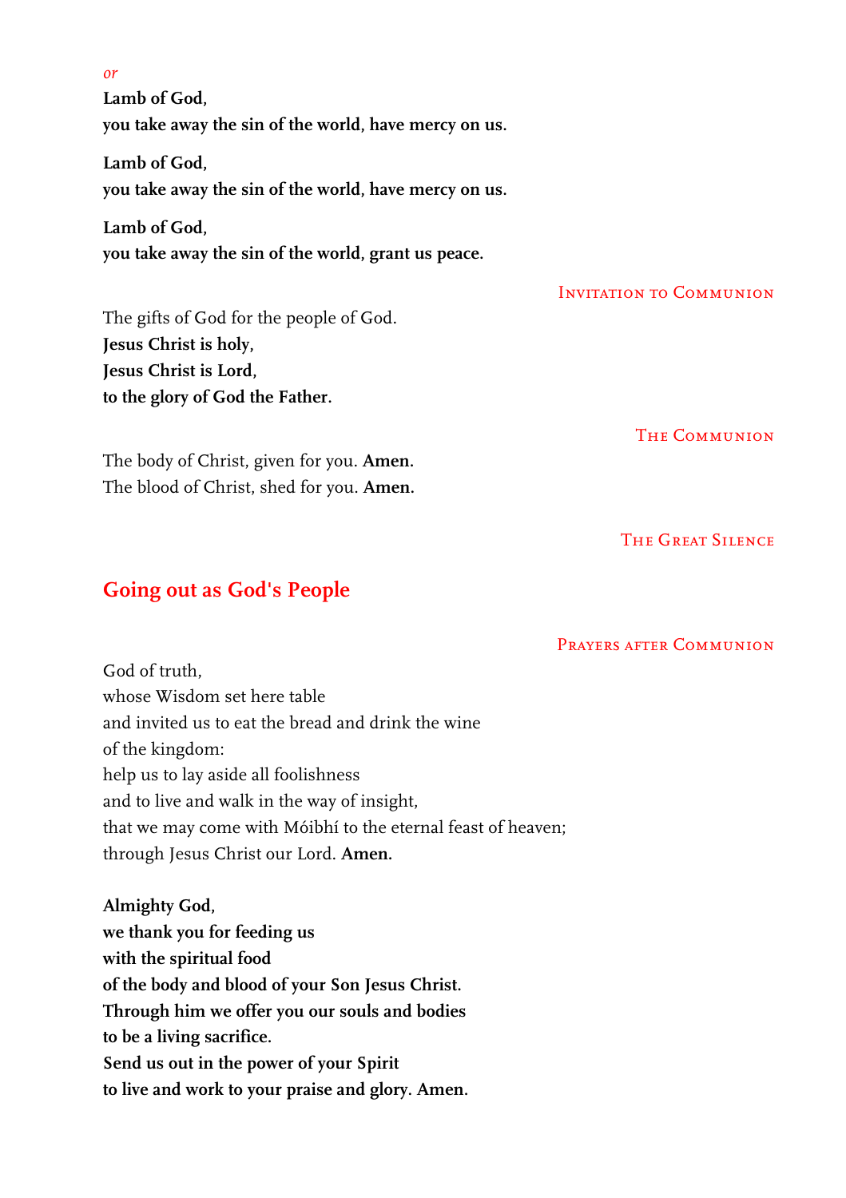*or*

**Lamb of God,**
**you take away the sin of the world, have mercy on us.**

**Lamb of God,**
**you take away the sin of the world, have mercy on us.**

**Lamb of God,**
**you take away the sin of the world, grant us peace.**

### Invitation to Communion

The gifts of God for the people of God.
**Jesus Christ is holy,**
**Jesus Christ is Lord,**
**to the glory of God the Father.**

### The Communion

The body of Christ, given for you. **Amen.**
The blood of Christ, shed for you. **Amen.**

### The Great Silence

## Going out as God's People

### Prayers after Communion

God of truth,
whose Wisdom set here table
and invited us to eat the bread and drink the wine
of the kingdom:
help us to lay aside all foolishness
and to live and walk in the way of insight,
that we may come with Móibhí to the eternal feast of heaven;
through Jesus Christ our Lord. **Amen.**

**Almighty God,**
**we thank you for feeding us**
**with the spiritual food**
**of the body and blood of your Son Jesus Christ.**
**Through him we offer you our souls and bodies**
**to be a living sacrifice.**
**Send us out in the power of your Spirit**
**to live and work to your praise and glory. Amen.**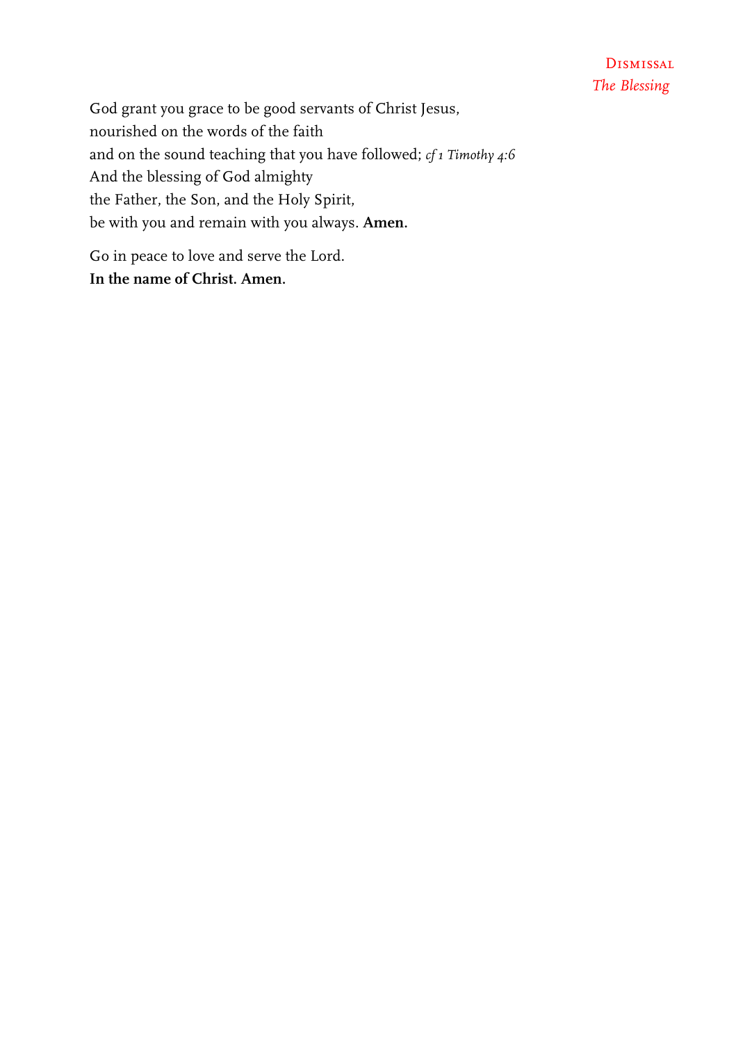## Dismissal

*The Blessing*

God grant you grace to be good servants of Christ Jesus,
nourished on the words of the faith
and on the sound teaching that you have followed; *cf 1 Timothy 4:6*
And the blessing of God almighty
the Father, the Son, and the Holy Spirit,
be with you and remain with you always. **Amen.**

Go in peace to love and serve the Lord.
**In the name of Christ. Amen.**